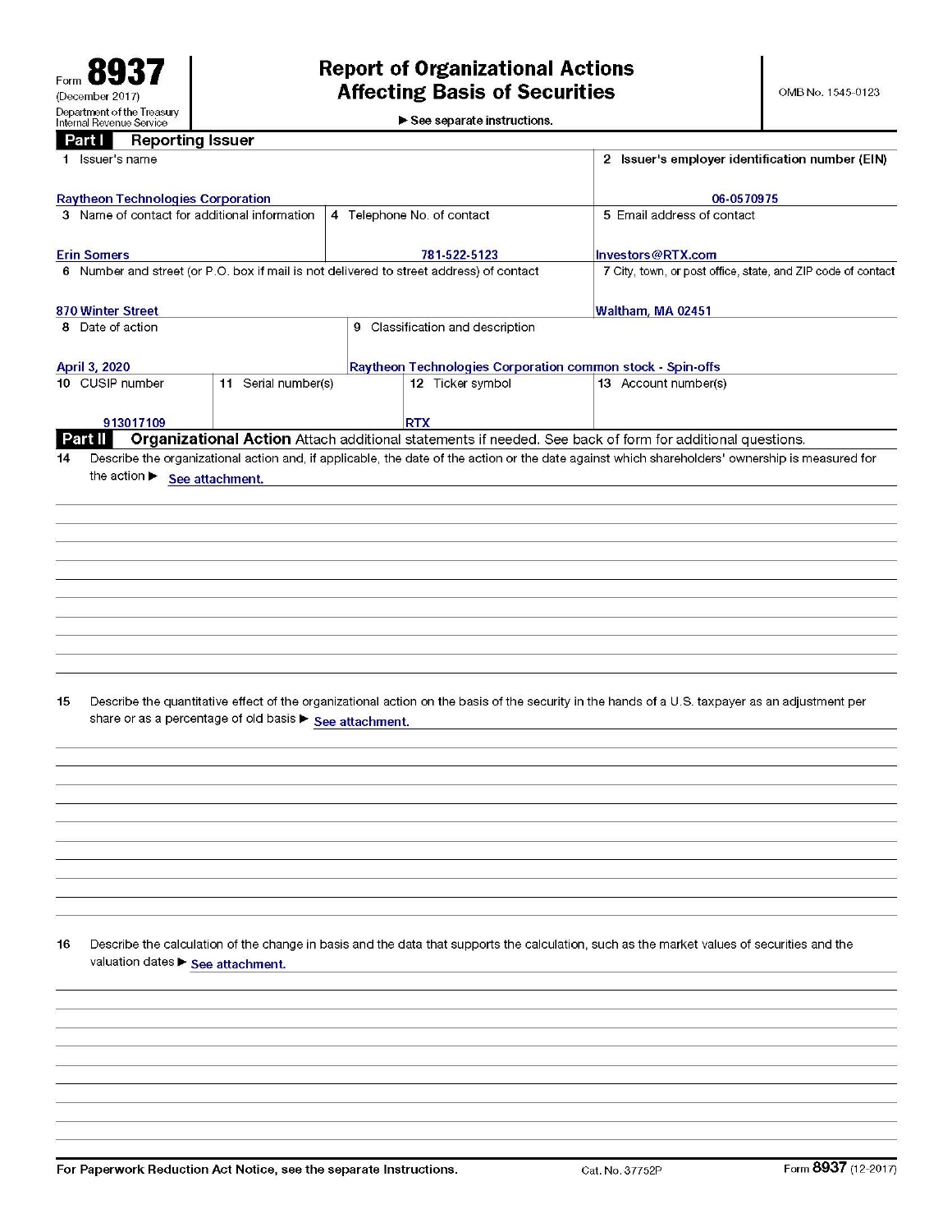Form **8937**
(December 2017)
Department of the Treasury
Internal Revenue Service

# Report of Organizational Actions Affecting Basis of Securities

▶ See separate instructions.

OMB No. 1545-0123

## Part I Reporting Issuer

| | | |
|---|---|---|
| 1 Issuer's name<br>Raytheon Technologies Corporation | | 2 Issuer's employer identification number (EIN)<br>06-0570975 |
| 3 Name of contact for additional information<br>Erin Somers | 4 Telephone No. of contact<br>781-522-5123 | 5 Email address of contact<br>Investors@RTX.com |
| 6 Number and street (or P.O. box if mail is not delivered to street address) of contact<br>870 Winter Street | | 7 City, town, or post office, state, and ZIP code of contact<br>Waltham, MA 02451 |
| 8 Date of action<br>April 3, 2020 | 9 Classification and description<br>Raytheon Technologies Corporation common stock - Spin-offs | |

| | | | |
|---|---|---|---|
| 10 CUSIP number<br>913017109 | 11 Serial number(s) | 12 Ticker symbol<br>RTX | 13 Account number(s) |

## Part II Organizational Action

Attach additional statements if needed. See back of form for additional questions.

**14** Describe the organizational action and, if applicable, the date of the action or the date against which shareholders' ownership is measured for the action ▶ See attachment.

**15** Describe the quantitative effect of the organizational action on the basis of the security in the hands of a U.S. taxpayer as an adjustment per share or as a percentage of old basis ▶ See attachment.

**16** Describe the calculation of the change in basis and the data that supports the calculation, such as the market values of securities and the valuation dates ▶ See attachment.

For Paperwork Reduction Act Notice, see the separate Instructions. Cat. No. 37752P Form **8937** (12-2017)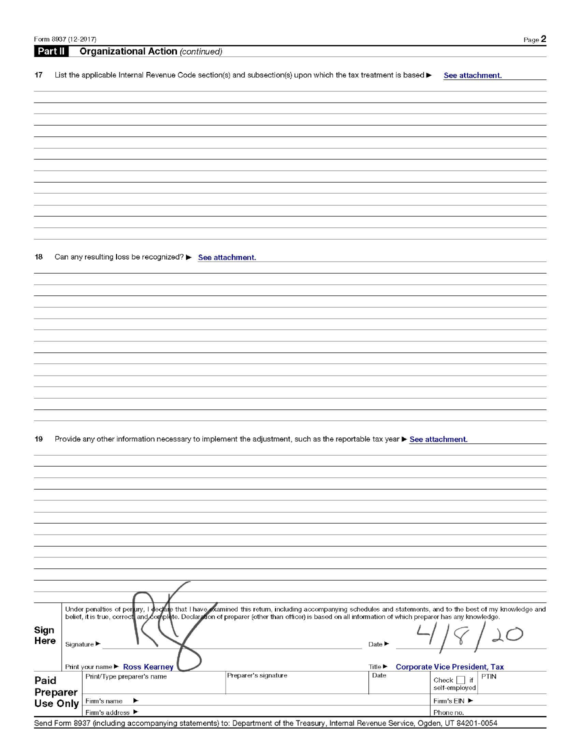## Part II Organizational Action *(continued)*

**17** List the applicable Internal Revenue Code section(s) and subsection(s) upon which the tax treatment is based ▶ See attachment.

**18** Can any resulting loss be recognized? ▶ See attachment.

**19** Provide any other information necessary to implement the adjustment, such as the reportable tax year ▶ See attachment.

**Sign Here**

Under penalties of perjury, I declare that I have examined this return, including accompanying schedules and statements, and to the best of my knowledge and belief, it is true, correct, and complete. Declaration of preparer (other than officer) is based on all information of which preparer has any knowledge.

Signature ▶ [signature] Date ▶ 4/8/20

Print your name ▶ Ross Kearney Title ▶ Corporate Vice President, Tax

| **Paid Preparer Use Only** | | | | |
|---|---|---|---|---|
| Print/Type preparer's name | Preparer's signature | Date | Check ☐ if self-employed | PTIN |
| Firm's name ▶ | | | Firm's EIN ▶ | |
| Firm's address ▶ | | | Phone no. | |

Send Form 8937 (including accompanying statements) to: Department of the Treasury, Internal Revenue Service, Ogden, UT 84201-0054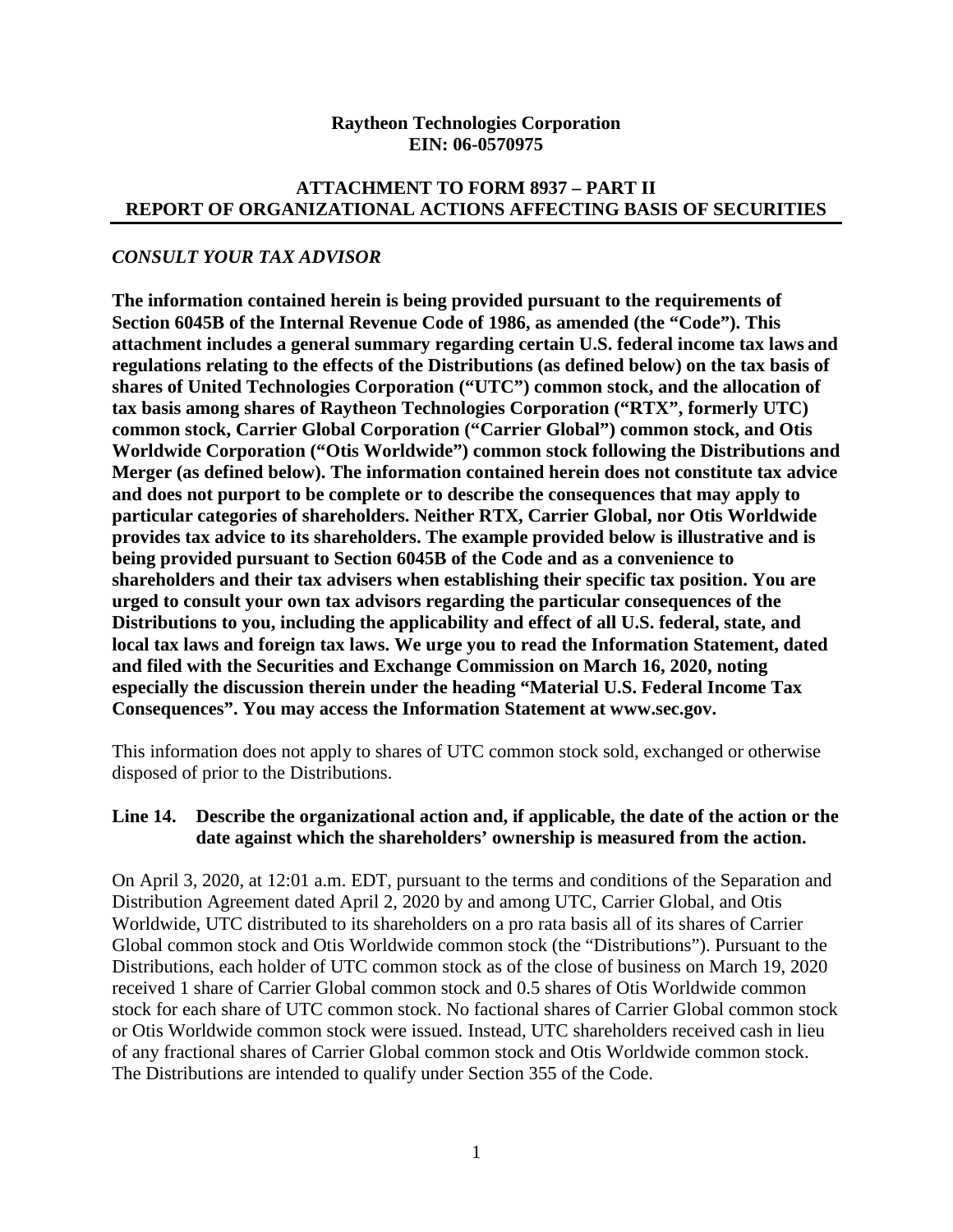**Raytheon Technologies Corporation**
**EIN: 06-0570975**

## ATTACHMENT TO FORM 8937 – PART II
## REPORT OF ORGANIZATIONAL ACTIONS AFFECTING BASIS OF SECURITIES

*CONSULT YOUR TAX ADVISOR*

**The information contained herein is being provided pursuant to the requirements of Section 6045B of the Internal Revenue Code of 1986, as amended (the "Code"). This attachment includes a general summary regarding certain U.S. federal income tax laws and regulations relating to the effects of the Distributions (as defined below) on the tax basis of shares of United Technologies Corporation ("UTC") common stock, and the allocation of tax basis among shares of Raytheon Technologies Corporation ("RTX", formerly UTC) common stock, Carrier Global Corporation ("Carrier Global") common stock, and Otis Worldwide Corporation ("Otis Worldwide") common stock following the Distributions and Merger (as defined below). The information contained herein does not constitute tax advice and does not purport to be complete or to describe the consequences that may apply to particular categories of shareholders. Neither RTX, Carrier Global, nor Otis Worldwide provides tax advice to its shareholders. The example provided below is illustrative and is being provided pursuant to Section 6045B of the Code and as a convenience to shareholders and their tax advisers when establishing their specific tax position. You are urged to consult your own tax advisors regarding the particular consequences of the Distributions to you, including the applicability and effect of all U.S. federal, state, and local tax laws and foreign tax laws. We urge you to read the Information Statement, dated and filed with the Securities and Exchange Commission on March 16, 2020, noting especially the discussion therein under the heading "Material U.S. Federal Income Tax Consequences". You may access the Information Statement at www.sec.gov.**

This information does not apply to shares of UTC common stock sold, exchanged or otherwise disposed of prior to the Distributions.

### Line 14. Describe the organizational action and, if applicable, the date of the action or the date against which the shareholders' ownership is measured from the action.

On April 3, 2020, at 12:01 a.m. EDT, pursuant to the terms and conditions of the Separation and Distribution Agreement dated April 2, 2020 by and among UTC, Carrier Global, and Otis Worldwide, UTC distributed to its shareholders on a pro rata basis all of its shares of Carrier Global common stock and Otis Worldwide common stock (the "Distributions"). Pursuant to the Distributions, each holder of UTC common stock as of the close of business on March 19, 2020 received 1 share of Carrier Global common stock and 0.5 shares of Otis Worldwide common stock for each share of UTC common stock. No factional shares of Carrier Global common stock or Otis Worldwide common stock were issued. Instead, UTC shareholders received cash in lieu of any fractional shares of Carrier Global common stock and Otis Worldwide common stock. The Distributions are intended to qualify under Section 355 of the Code.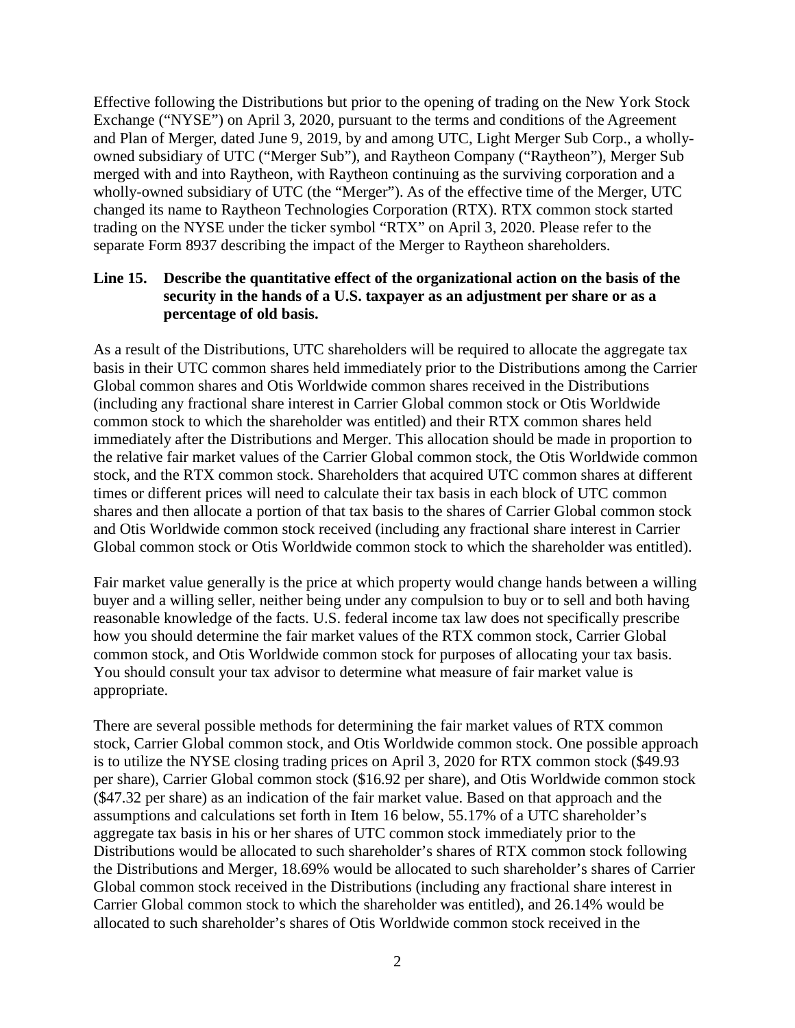Effective following the Distributions but prior to the opening of trading on the New York Stock Exchange ("NYSE") on April 3, 2020, pursuant to the terms and conditions of the Agreement and Plan of Merger, dated June 9, 2019, by and among UTC, Light Merger Sub Corp., a wholly-owned subsidiary of UTC ("Merger Sub"), and Raytheon Company ("Raytheon"), Merger Sub merged with and into Raytheon, with Raytheon continuing as the surviving corporation and a wholly-owned subsidiary of UTC (the "Merger"). As of the effective time of the Merger, UTC changed its name to Raytheon Technologies Corporation (RTX). RTX common stock started trading on the NYSE under the ticker symbol "RTX" on April 3, 2020. Please refer to the separate Form 8937 describing the impact of the Merger to Raytheon shareholders.

**Line 15. Describe the quantitative effect of the organizational action on the basis of the security in the hands of a U.S. taxpayer as an adjustment per share or as a percentage of old basis.**

As a result of the Distributions, UTC shareholders will be required to allocate the aggregate tax basis in their UTC common shares held immediately prior to the Distributions among the Carrier Global common shares and Otis Worldwide common shares received in the Distributions (including any fractional share interest in Carrier Global common stock or Otis Worldwide common stock to which the shareholder was entitled) and their RTX common shares held immediately after the Distributions and Merger. This allocation should be made in proportion to the relative fair market values of the Carrier Global common stock, the Otis Worldwide common stock, and the RTX common stock. Shareholders that acquired UTC common shares at different times or different prices will need to calculate their tax basis in each block of UTC common shares and then allocate a portion of that tax basis to the shares of Carrier Global common stock and Otis Worldwide common stock received (including any fractional share interest in Carrier Global common stock or Otis Worldwide common stock to which the shareholder was entitled).

Fair market value generally is the price at which property would change hands between a willing buyer and a willing seller, neither being under any compulsion to buy or to sell and both having reasonable knowledge of the facts. U.S. federal income tax law does not specifically prescribe how you should determine the fair market values of the RTX common stock, Carrier Global common stock, and Otis Worldwide common stock for purposes of allocating your tax basis. You should consult your tax advisor to determine what measure of fair market value is appropriate.

There are several possible methods for determining the fair market values of RTX common stock, Carrier Global common stock, and Otis Worldwide common stock. One possible approach is to utilize the NYSE closing trading prices on April 3, 2020 for RTX common stock ($49.93 per share), Carrier Global common stock ($16.92 per share), and Otis Worldwide common stock ($47.32 per share) as an indication of the fair market value. Based on that approach and the assumptions and calculations set forth in Item 16 below, 55.17% of a UTC shareholder's aggregate tax basis in his or her shares of UTC common stock immediately prior to the Distributions would be allocated to such shareholder's shares of RTX common stock following the Distributions and Merger, 18.69% would be allocated to such shareholder's shares of Carrier Global common stock received in the Distributions (including any fractional share interest in Carrier Global common stock to which the shareholder was entitled), and 26.14% would be allocated to such shareholder's shares of Otis Worldwide common stock received in the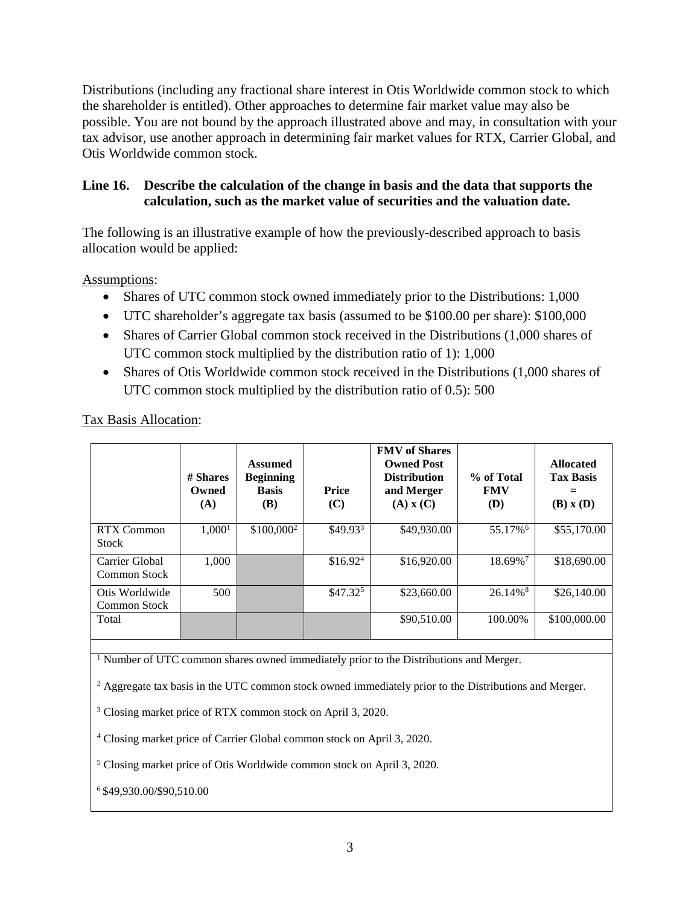Distributions (including any fractional share interest in Otis Worldwide common stock to which the shareholder is entitled). Other approaches to determine fair market value may also be possible. You are not bound by the approach illustrated above and may, in consultation with your tax advisor, use another approach in determining fair market values for RTX, Carrier Global, and Otis Worldwide common stock.

**Line 16. Describe the calculation of the change in basis and the data that supports the calculation, such as the market value of securities and the valuation date.**

The following is an illustrative example of how the previously-described approach to basis allocation would be applied:

Assumptions:

- Shares of UTC common stock owned immediately prior to the Distributions: 1,000
- UTC shareholder's aggregate tax basis (assumed to be $100.00 per share): $100,000
- Shares of Carrier Global common stock received in the Distributions (1,000 shares of UTC common stock multiplied by the distribution ratio of 1): 1,000
- Shares of Otis Worldwide common stock received in the Distributions (1,000 shares of UTC common stock multiplied by the distribution ratio of 0.5): 500

Tax Basis Allocation:

| | # Shares Owned (A) | Assumed Beginning Basis (B) | Price (C) | FMV of Shares Owned Post Distribution and Merger (A) x (C) | % of Total FMV (D) | Allocated Tax Basis = (B) x (D) |
|---|---|---|---|---|---|---|
| RTX Common Stock | 1,000[1] | $100,000[2] | $49.93[3] | $49,930.00 | 55.17%[6] | $55,170.00 |
| Carrier Global Common Stock | 1,000 | | $16.92[4] | $16,920.00 | 18.69%[7] | $18,690.00 |
| Otis Worldwide Common Stock | 500 | | $47.32[5] | $23,660.00 | 26.14%[8] | $26,140.00 |
| Total | | | | $90,510.00 | 100.00% | $100,000.00 |

[1] Number of UTC common shares owned immediately prior to the Distributions and Merger.

[2] Aggregate tax basis in the UTC common stock owned immediately prior to the Distributions and Merger.

[3] Closing market price of RTX common stock on April 3, 2020.

[4] Closing market price of Carrier Global common stock on April 3, 2020.

[5] Closing market price of Otis Worldwide common stock on April 3, 2020.

[6] $49,930.00/$90,510.00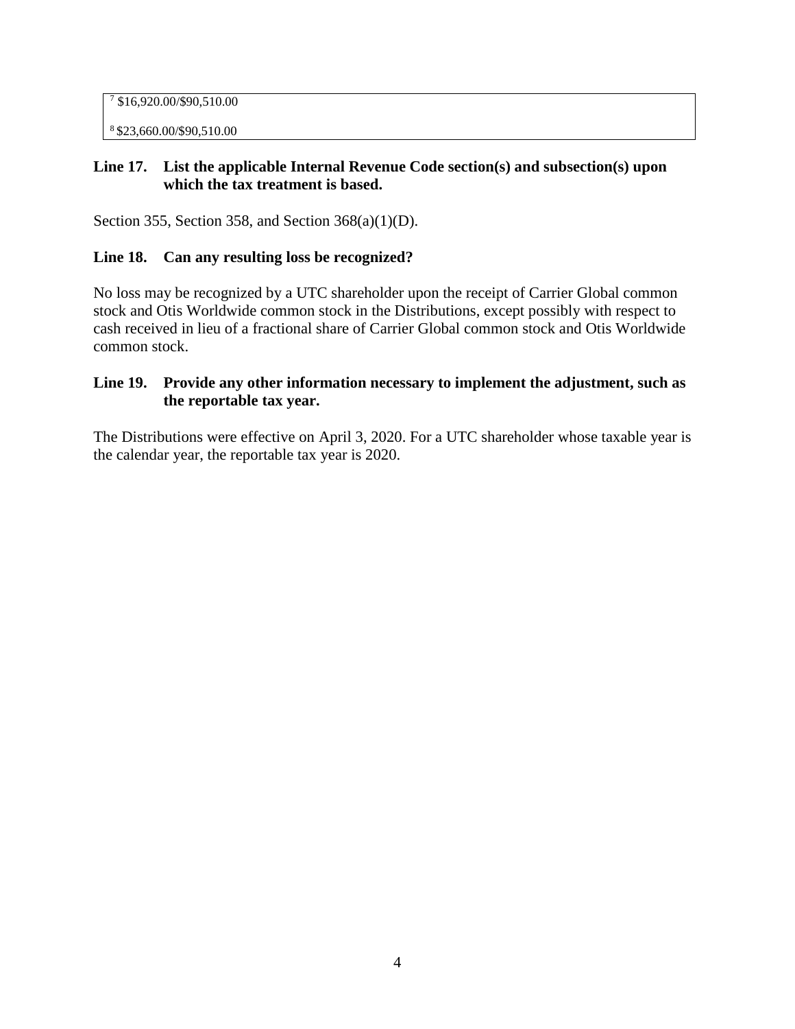[7] $16,920.00/$90,510.00

[8] $23,660.00/$90,510.00

**Line 17. List the applicable Internal Revenue Code section(s) and subsection(s) upon which the tax treatment is based.**

Section 355, Section 358, and Section 368(a)(1)(D).

**Line 18. Can any resulting loss be recognized?**

No loss may be recognized by a UTC shareholder upon the receipt of Carrier Global common stock and Otis Worldwide common stock in the Distributions, except possibly with respect to cash received in lieu of a fractional share of Carrier Global common stock and Otis Worldwide common stock.

**Line 19. Provide any other information necessary to implement the adjustment, such as the reportable tax year.**

The Distributions were effective on April 3, 2020. For a UTC shareholder whose taxable year is the calendar year, the reportable tax year is 2020.